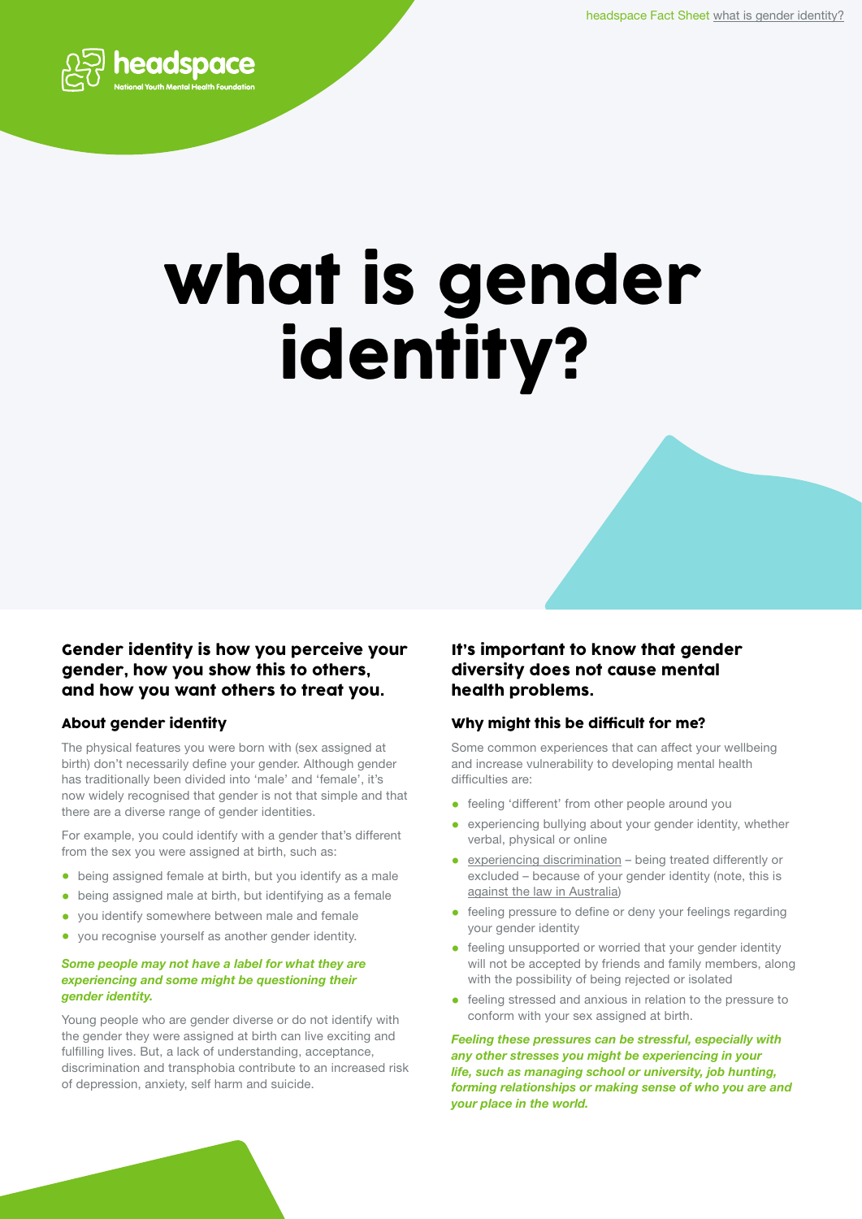# what is gender identity?

## Gender identity is how you perceive your gender, how you show this to others, and how you want others to treat you.

### About gender identity

The physical features you were born with (sex assigned at birth) don't necessarily define your gender. Although gender has traditionally been divided into 'male' and 'female', it's now widely recognised that gender is not that simple and that there are a diverse range of gender identities.

For example, you could identify with a gender that's different from the sex you were assigned at birth, such as:

- being assigned female at birth, but you identify as a male
- being assigned male at birth, but identifying as a female
- you identify somewhere between male and female
- you recognise yourself as another gender identity.

***Some people may not have a label for what they are experiencing and some might be questioning their gender identity.***

Young people who are gender diverse or do not identify with the gender they were assigned at birth can live exciting and fulfilling lives. But, a lack of understanding, acceptance, discrimination and transphobia contribute to an increased risk of depression, anxiety, self harm and suicide.

## It's important to know that gender diversity does not cause mental health problems.

### Why might this be difficult for me?

Some common experiences that can affect your wellbeing and increase vulnerability to developing mental health difficulties are:

- feeling 'different' from other people around you
- experiencing bullying about your gender identity, whether verbal, physical or online
- experiencing discrimination – being treated differently or excluded – because of your gender identity (note, this is against the law in Australia)
- feeling pressure to define or deny your feelings regarding your gender identity
- feeling unsupported or worried that your gender identity will not be accepted by friends and family members, along with the possibility of being rejected or isolated
- feeling stressed and anxious in relation to the pressure to conform with your sex assigned at birth.

***Feeling these pressures can be stressful, especially with any other stresses you might be experiencing in your life, such as managing school or university, job hunting, forming relationships or making sense of who you are and your place in the world.***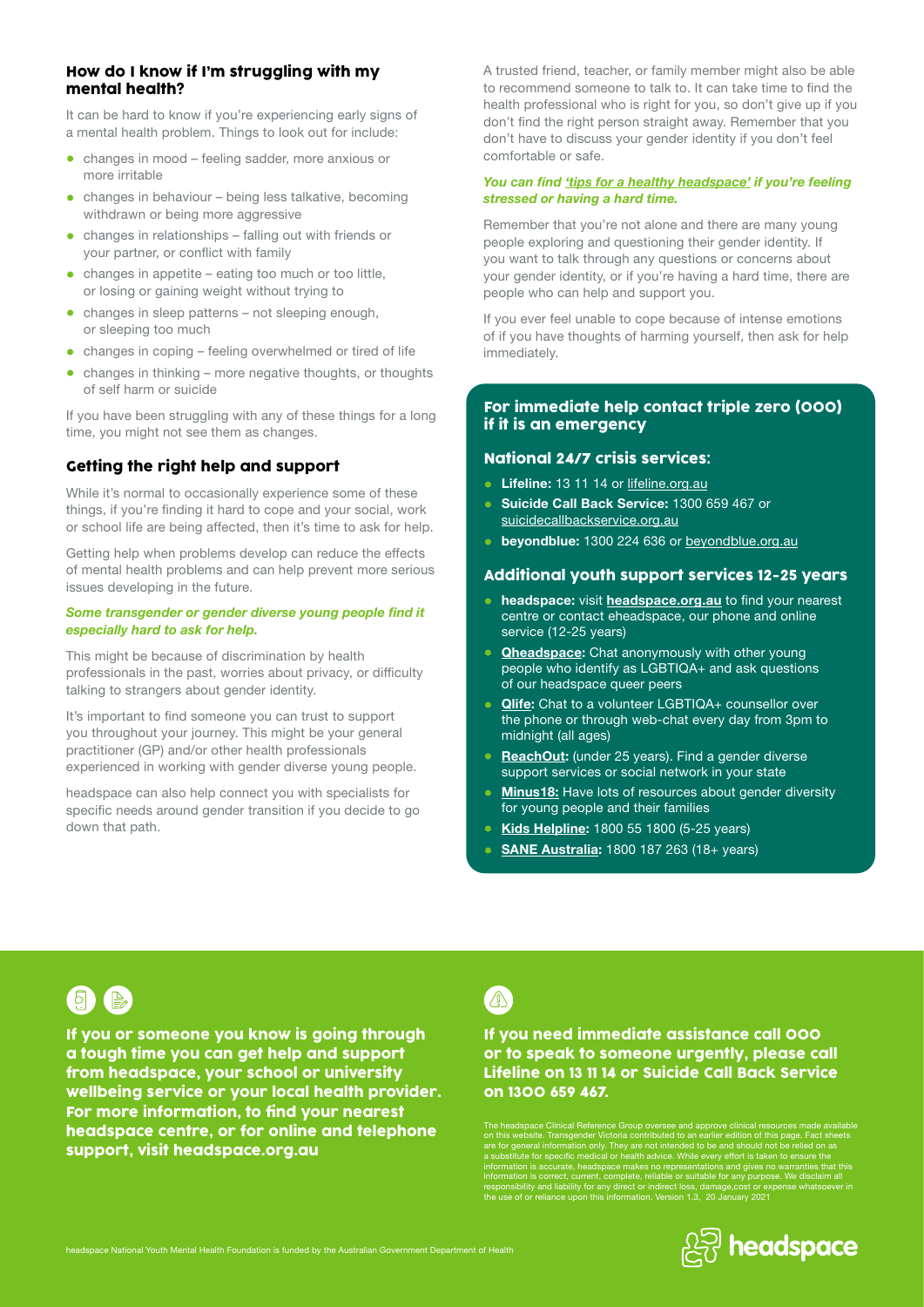## How do I know if I'm struggling with my mental health?

It can be hard to know if you're experiencing early signs of a mental health problem. Things to look out for include:

- changes in mood – feeling sadder, more anxious or more irritable
- changes in behaviour – being less talkative, becoming withdrawn or being more aggressive
- changes in relationships – falling out with friends or your partner, or conflict with family
- changes in appetite – eating too much or too little, or losing or gaining weight without trying to
- changes in sleep patterns – not sleeping enough, or sleeping too much
- changes in coping – feeling overwhelmed or tired of life
- changes in thinking – more negative thoughts, or thoughts of self harm or suicide

If you have been struggling with any of these things for a long time, you might not see them as changes.

## Getting the right help and support

While it's normal to occasionally experience some of these things, if you're finding it hard to cope and your social, work or school life are being affected, then it's time to ask for help.

Getting help when problems develop can reduce the effects of mental health problems and can help prevent more serious issues developing in the future.

***Some transgender or gender diverse young people find it especially hard to ask for help.***

This might be because of discrimination by health professionals in the past, worries about privacy, or difficulty talking to strangers about gender identity.

It's important to find someone you can trust to support you throughout your journey. This might be your general practitioner (GP) and/or other health professionals experienced in working with gender diverse young people.

headspace can also help connect you with specialists for specific needs around gender transition if you decide to go down that path.

A trusted friend, teacher, or family member might also be able to recommend someone to talk to. It can take time to find the health professional who is right for you, so don't give up if you don't find the right person straight away. Remember that you don't have to discuss your gender identity if you don't feel comfortable or safe.

***You can find 'tips for a healthy headspace' if you're feeling stressed or having a hard time.***

Remember that you're not alone and there are many young people exploring and questioning their gender identity. If you want to talk through any questions or concerns about your gender identity, or if you're having a hard time, there are people who can help and support you.

If you ever feel unable to cope because of intense emotions of if you have thoughts of harming yourself, then ask for help immediately.

### For immediate help contact triple zero (000) if it is an emergency

### National 24/7 crisis services:

- **Lifeline:** 13 11 14 or lifeline.org.au
- **Suicide Call Back Service:** 1300 659 467 or suicidecallbackservice.org.au
- **beyondblue:** 1300 224 636 or beyondblue.org.au

### Additional youth support services 12-25 years

- **headspace:** visit **headspace.org.au** to find your nearest centre or contact eheadspace, our phone and online service (12-25 years)
- **Qheadspace:** Chat anonymously with other young people who identify as LGBTIQA+ and ask questions of our headspace queer peers
- **Qlife:** Chat to a volunteer LGBTIQA+ counsellor over the phone or through web-chat every day from 3pm to midnight (all ages)
- **ReachOut:** (under 25 years). Find a gender diverse support services or social network in your state
- **Minus18:** Have lots of resources about gender diversity for young people and their families
- **Kids Helpline:** 1800 55 1800 (5-25 years)
- **SANE Australia:** 1800 187 263 (18+ years)

**If you or someone you know is going through a tough time you can get help and support from headspace, your school or university wellbeing service or your local health provider. For more information, to find your nearest headspace centre, or for online and telephone support, visit headspace.org.au**

**If you need immediate assistance call 000 or to speak to someone urgently, please call Lifeline on 13 11 14 or Suicide Call Back Service on 1300 659 467.**

The headspace Clinical Reference Group oversee and approve clinical resources made available on this website. Transgender Victoria contributed to an earlier edition of this page. Fact sheets are for general information only. They are not intended to be and should not be relied on as a substitute for specific medical or health advice. While every effort is taken to ensure the information is accurate, headspace makes no representations and gives no warranties that this information is correct, current, complete, reliable or suitable for any purpose. We disclaim all responsibility and liability for any direct or indirect loss, damage,cost or expense whatsoever in the use of or reliance upon this information. Version 1.3, 20 January 2021

headspace National Youth Mental Health Foundation is funded by the Australian Government Department of Health